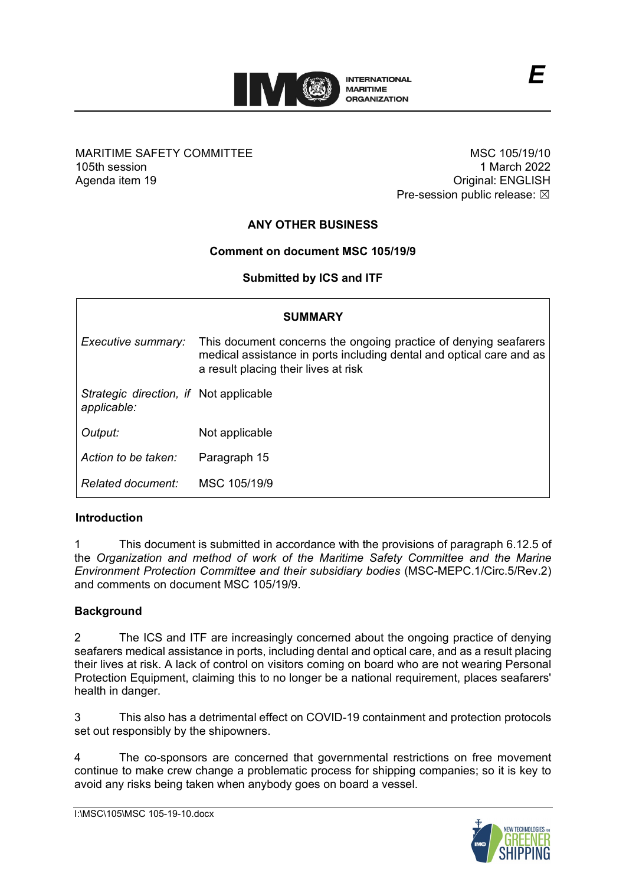E

MARITIME SAFETY COMMITTEE
105th session
Agenda item 19

MSC 105/19/10
1 March 2022
Original: ENGLISH
Pre-session public release: ☒

## ANY OTHER BUSINESS

### Comment on document MSC 105/19/9

### Submitted by ICS and ITF

| SUMMARY | |
|---|---|
| *Executive summary:* | This document concerns the ongoing practice of denying seafarers medical assistance in ports including dental and optical care and as a result placing their lives at risk |
| *Strategic direction, if applicable:* | Not applicable |
| *Output:* | Not applicable |
| *Action to be taken:* | Paragraph 15 |
| *Related document:* | MSC 105/19/9 |

**Introduction**

1 This document is submitted in accordance with the provisions of paragraph 6.12.5 of the *Organization and method of work of the Maritime Safety Committee and the Marine Environment Protection Committee and their subsidiary bodies* (MSC-MEPC.1/Circ.5/Rev.2) and comments on document MSC 105/19/9.

**Background**

2 The ICS and ITF are increasingly concerned about the ongoing practice of denying seafarers medical assistance in ports, including dental and optical care, and as a result placing their lives at risk. A lack of control on visitors coming on board who are not wearing Personal Protection Equipment, claiming this to no longer be a national requirement, places seafarers' health in danger.

3 This also has a detrimental effect on COVID-19 containment and protection protocols set out responsibly by the shipowners.

4 The co-sponsors are concerned that governmental restrictions on free movement continue to make crew change a problematic process for shipping companies; so it is key to avoid any risks being taken when anybody goes on board a vessel.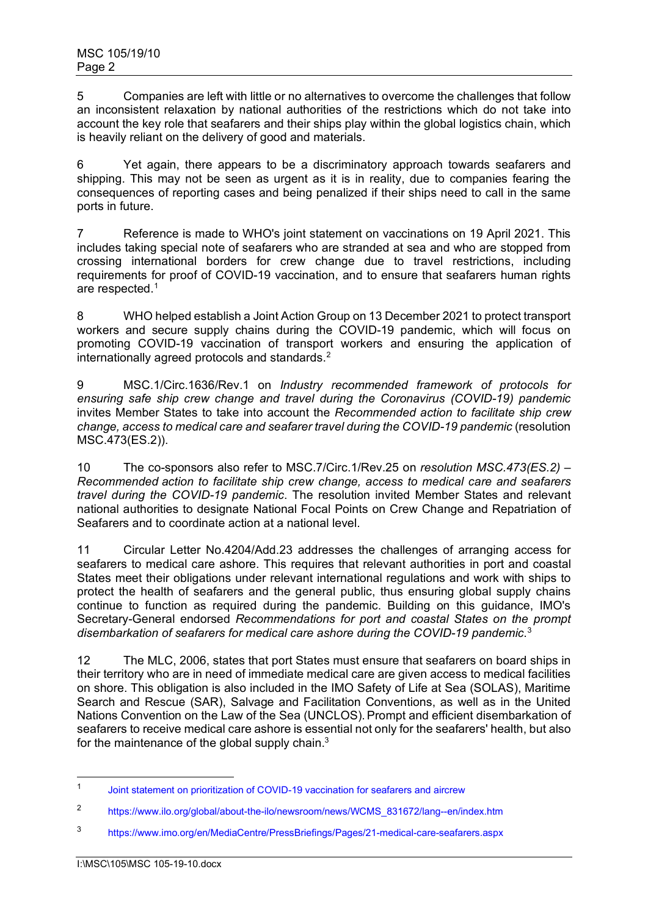5 Companies are left with little or no alternatives to overcome the challenges that follow an inconsistent relaxation by national authorities of the restrictions which do not take into account the key role that seafarers and their ships play within the global logistics chain, which is heavily reliant on the delivery of good and materials.

6 Yet again, there appears to be a discriminatory approach towards seafarers and shipping. This may not be seen as urgent as it is in reality, due to companies fearing the consequences of reporting cases and being penalized if their ships need to call in the same ports in future.

7 Reference is made to WHO's joint statement on vaccinations on 19 April 2021. This includes taking special note of seafarers who are stranded at sea and who are stopped from crossing international borders for crew change due to travel restrictions, including requirements for proof of COVID-19 vaccination, and to ensure that seafarers human rights are respected.[1]

8 WHO helped establish a Joint Action Group on 13 December 2021 to protect transport workers and secure supply chains during the COVID-19 pandemic, which will focus on promoting COVID-19 vaccination of transport workers and ensuring the application of internationally agreed protocols and standards.[2]

9 MSC.1/Circ.1636/Rev.1 on *Industry recommended framework of protocols for ensuring safe ship crew change and travel during the Coronavirus (COVID-19) pandemic* invites Member States to take into account the *Recommended action to facilitate ship crew change, access to medical care and seafarer travel during the COVID-19 pandemic* (resolution MSC.473(ES.2)).

10 The co-sponsors also refer to MSC.7/Circ.1/Rev.25 on *resolution MSC.473(ES.2) – Recommended action to facilitate ship crew change, access to medical care and seafarers travel during the COVID-19 pandemic*. The resolution invited Member States and relevant national authorities to designate National Focal Points on Crew Change and Repatriation of Seafarers and to coordinate action at a national level.

11 Circular Letter No.4204/Add.23 addresses the challenges of arranging access for seafarers to medical care ashore. This requires that relevant authorities in port and coastal States meet their obligations under relevant international regulations and work with ships to protect the health of seafarers and the general public, thus ensuring global supply chains continue to function as required during the pandemic. Building on this guidance, IMO's Secretary-General endorsed *Recommendations for port and coastal States on the prompt disembarkation of seafarers for medical care ashore during the COVID-19 pandemic.*[3]

12 The MLC, 2006, states that port States must ensure that seafarers on board ships in their territory who are in need of immediate medical care are given access to medical facilities on shore. This obligation is also included in the IMO Safety of Life at Sea (SOLAS), Maritime Search and Rescue (SAR), Salvage and Facilitation Conventions, as well as in the United Nations Convention on the Law of the Sea (UNCLOS). Prompt and efficient disembarkation of seafarers to receive medical care ashore is essential not only for the seafarers' health, but also for the maintenance of the global supply chain.[3]

---

[1] Joint statement on prioritization of COVID-19 vaccination for seafarers and aircrew

[2] https://www.ilo.org/global/about-the-ilo/newsroom/news/WCMS_831672/lang--en/index.htm

[3] https://www.imo.org/en/MediaCentre/PressBriefings/Pages/21-medical-care-seafarers.aspx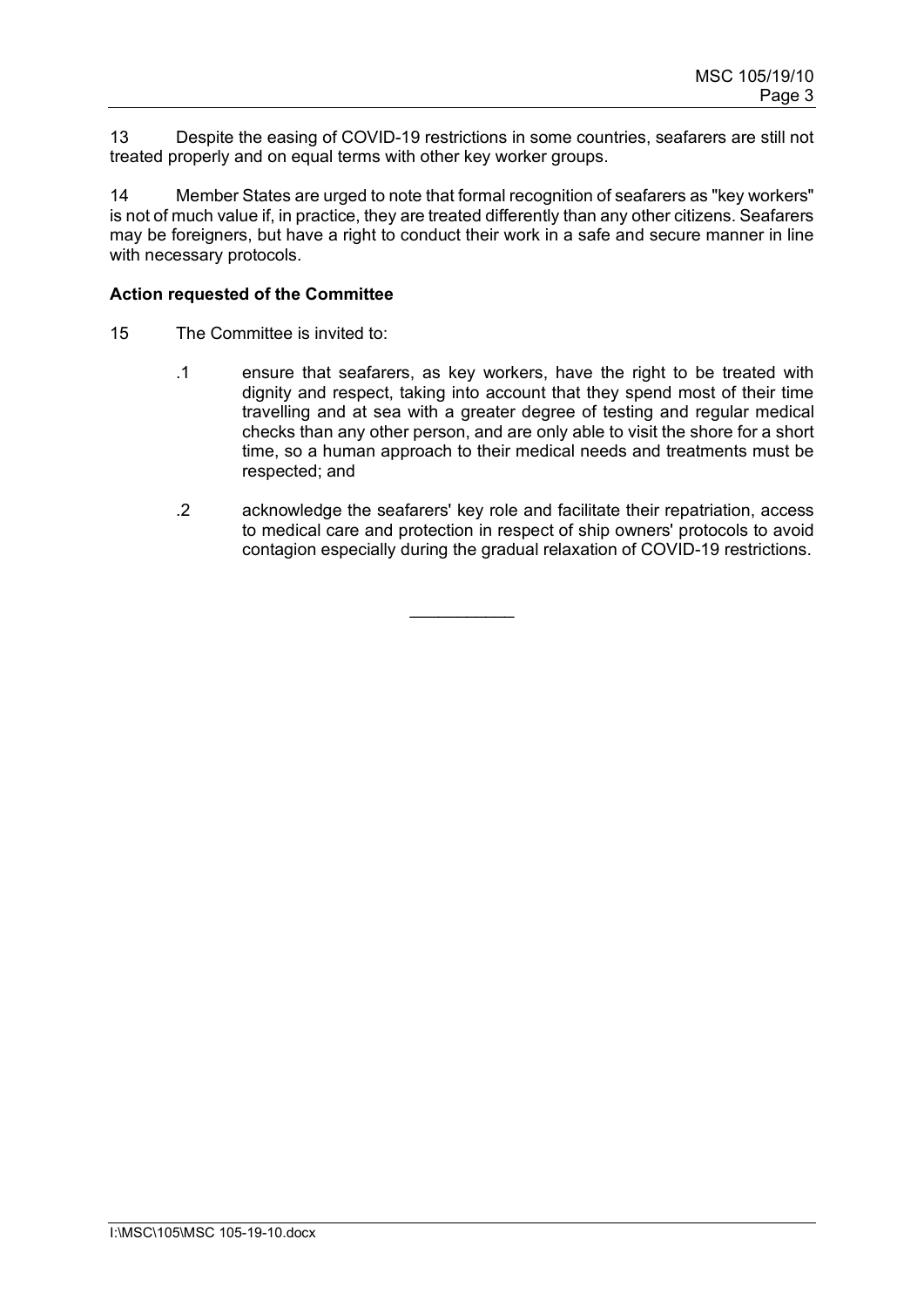13 Despite the easing of COVID-19 restrictions in some countries, seafarers are still not treated properly and on equal terms with other key worker groups.

14 Member States are urged to note that formal recognition of seafarers as "key workers" is not of much value if, in practice, they are treated differently than any other citizens. Seafarers may be foreigners, but have a right to conduct their work in a safe and secure manner in line with necessary protocols.

**Action requested of the Committee**

15 The Committee is invited to:

.1 ensure that seafarers, as key workers, have the right to be treated with dignity and respect, taking into account that they spend most of their time travelling and at sea with a greater degree of testing and regular medical checks than any other person, and are only able to visit the shore for a short time, so a human approach to their medical needs and treatments must be respected; and

.2 acknowledge the seafarers' key role and facilitate their repatriation, access to medical care and protection in respect of ship owners' protocols to avoid contagion especially during the gradual relaxation of COVID-19 restrictions.

___________